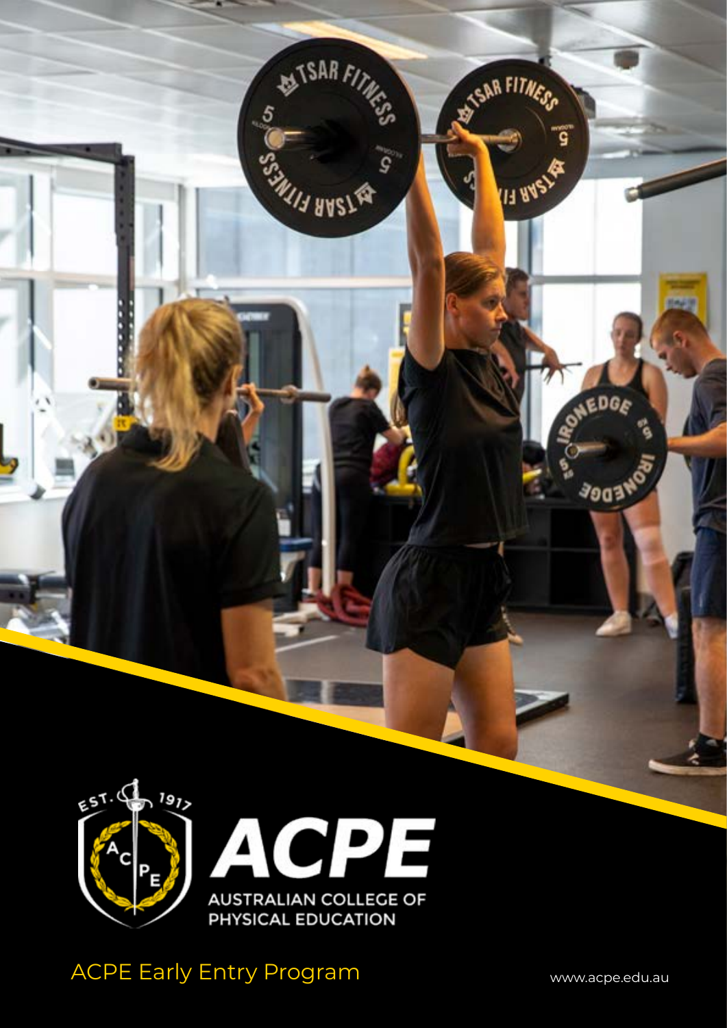ACPE

AUSTRALIAN COLLEGE OF PHYSICAL EDUCATION

# ACPE Early Entry Program

www.acpe.edu.au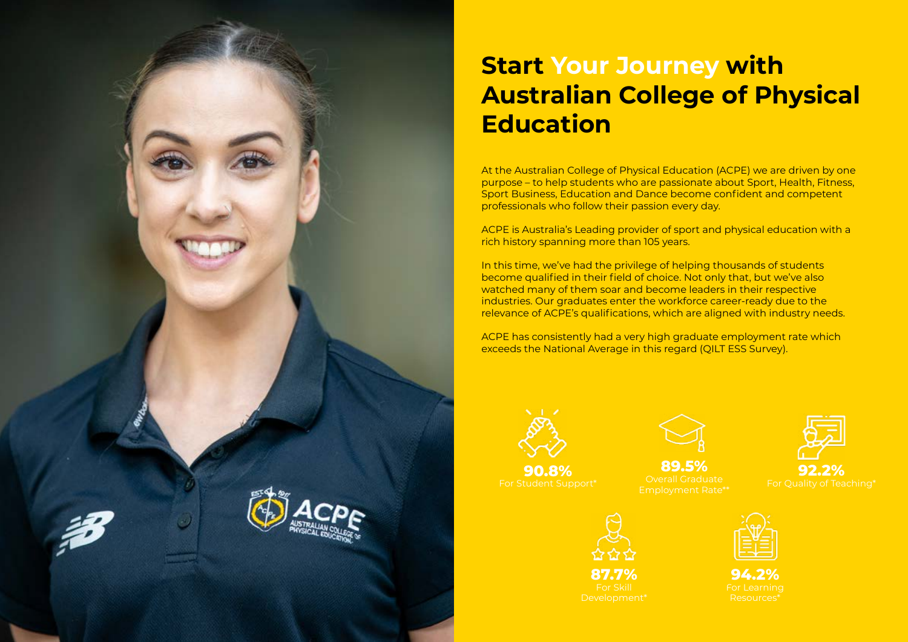# Start Your Journey with Australian College of Physical Education

At the Australian College of Physical Education (ACPE) we are driven by one purpose – to help students who are passionate about Sport, Health, Fitness, Sport Business, Education and Dance become confident and competent professionals who follow their passion every day.

ACPE is Australia's Leading provider of sport and physical education with a rich history spanning more than 105 years.

In this time, we've had the privilege of helping thousands of students become qualified in their field of choice. Not only that, but we've also watched many of them soar and become leaders in their respective industries. Our graduates enter the workforce career-ready due to the relevance of ACPE's qualifications, which are aligned with industry needs.

ACPE has consistently had a very high graduate employment rate which exceeds the National Average in this regard (QILT ESS Survey).

**90.8%**
For Student Support*

**89.5%**
Overall Graduate Employment Rate**

**92.2%**
For Quality of Teaching*

**87.7%**
For Skill Development*

**94.2%**
For Learning Resources*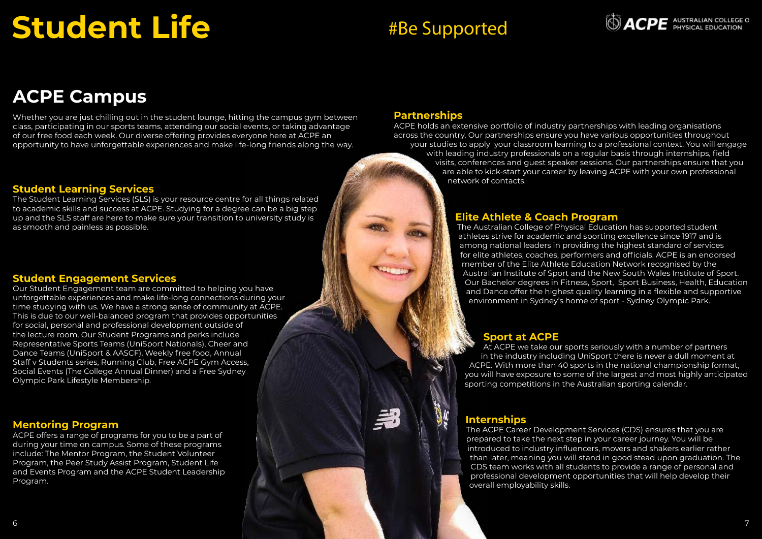# Student Life

#Be Supported

## ACPE Campus

Whether you are just chilling out in the student lounge, hitting the campus gym between class, participating in our sports teams, attending our social events, or taking advantage of our free food each week. Our diverse offering provides everyone here at ACPE an opportunity to have unforgettable experiences and make life-long friends along the way.

### Student Learning Services

The Student Learning Services (SLS) is your resource centre for all things related to academic skills and success at ACPE. Studying for a degree can be a big step up and the SLS staff are here to make sure your transition to university study is as smooth and painless as possible.

### Student Engagement Services

Our Student Engagement team are committed to helping you have unforgettable experiences and make life-long connections during your time studying with us. We have a strong sense of community at ACPE. This is due to our well-balanced program that provides opportunities for social, personal and professional development outside of the lecture room. Our Student Programs and perks include Representative Sports Teams (UniSport Nationals), Cheer and Dance Teams (UniSport & AASCF), Weekly free food, Annual Staff v Students series, Running Club, Free ACPE Gym Access, Social Events (The College Annual Dinner) and a Free Sydney Olympic Park Lifestyle Membership.

### Mentoring Program

ACPE offers a range of programs for you to be a part of during your time on campus. Some of these programs include: The Mentor Program, the Student Volunteer Program, the Peer Study Assist Program, Student Life and Events Program and the ACPE Student Leadership Program.

### Partnerships

ACPE holds an extensive portfolio of industry partnerships with leading organisations across the country. Our partnerships ensure you have various opportunities throughout your studies to apply your classroom learning to a professional context. You will engage with leading industry professionals on a regular basis through internships, field visits, conferences and guest speaker sessions. Our partnerships ensure that you are able to kick-start your career by leaving ACPE with your own professional network of contacts.

### Elite Athlete & Coach Program

The Australian College of Physical Education has supported student athletes strive for academic and sporting excellence since 1917 and is among national leaders in providing the highest standard of services for elite athletes, coaches, performers and officials. ACPE is an endorsed member of the Elite Athlete Education Network recognised by the Australian Institute of Sport and the New South Wales Institute of Sport. Our Bachelor degrees in Fitness, Sport, Sport Business, Health, Education and Dance offer the highest quality learning in a flexible and supportive environment in Sydney's home of sport - Sydney Olympic Park.

### Sport at ACPE

At ACPE we take our sports seriously with a number of partners in the industry including UniSport there is never a dull moment at ACPE. With more than 40 sports in the national championship format, you will have exposure to some of the largest and most highly anticipated sporting competitions in the Australian sporting calendar.

### Internships

The ACPE Career Development Services (CDS) ensures that you are prepared to take the next step in your career journey. You will be introduced to industry influencers, movers and shakers earlier rather than later, meaning you will stand in good stead upon graduation. The CDS team works with all students to provide a range of personal and professional development opportunities that will help develop their overall employability skills.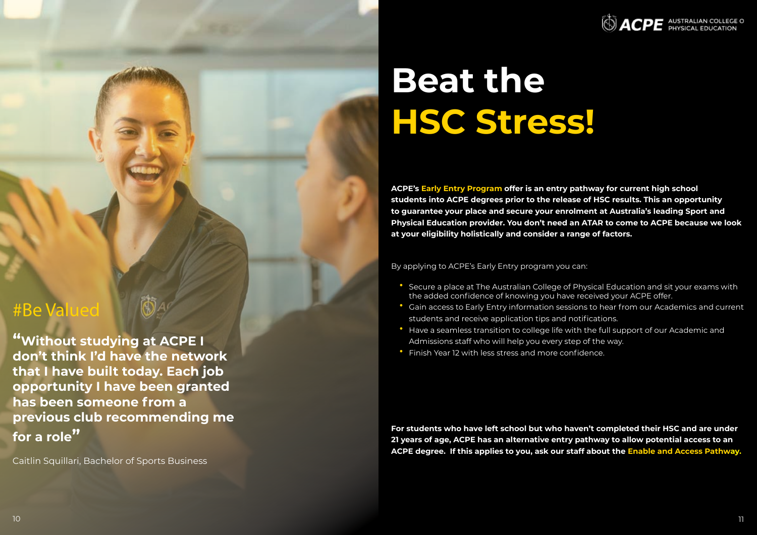# Beat the HSC Stress!

**ACPE's Early Entry Program offer is an entry pathway for current high school students into ACPE degrees prior to the release of HSC results. This an opportunity to guarantee your place and secure your enrolment at Australia's leading Sport and Physical Education provider. You don't need an ATAR to come to ACPE because we look at your eligibility holistically and consider a range of factors.**

By applying to ACPE's Early Entry program you can:

- Secure a place at The Australian College of Physical Education and sit your exams with the added confidence of knowing you have received your ACPE offer.
- Gain access to Early Entry information sessions to hear from our Academics and current students and receive application tips and notifications.
- Have a seamless transition to college life with the full support of our Academic and Admissions staff who will help you every step of the way.
- Finish Year 12 with less stress and more confidence.

**For students who have left school but who haven't completed their HSC and are under 21 years of age, ACPE has an alternative entry pathway to allow potential access to an ACPE degree. If this applies to you, ask our staff about the Enable and Access Pathway.**

## #Be Valued

**"Without studying at ACPE I don't think I'd have the network that I have built today. Each job opportunity I have been granted has been someone from a previous club recommending me for a role"**

Caitlin Squillari, Bachelor of Sports Business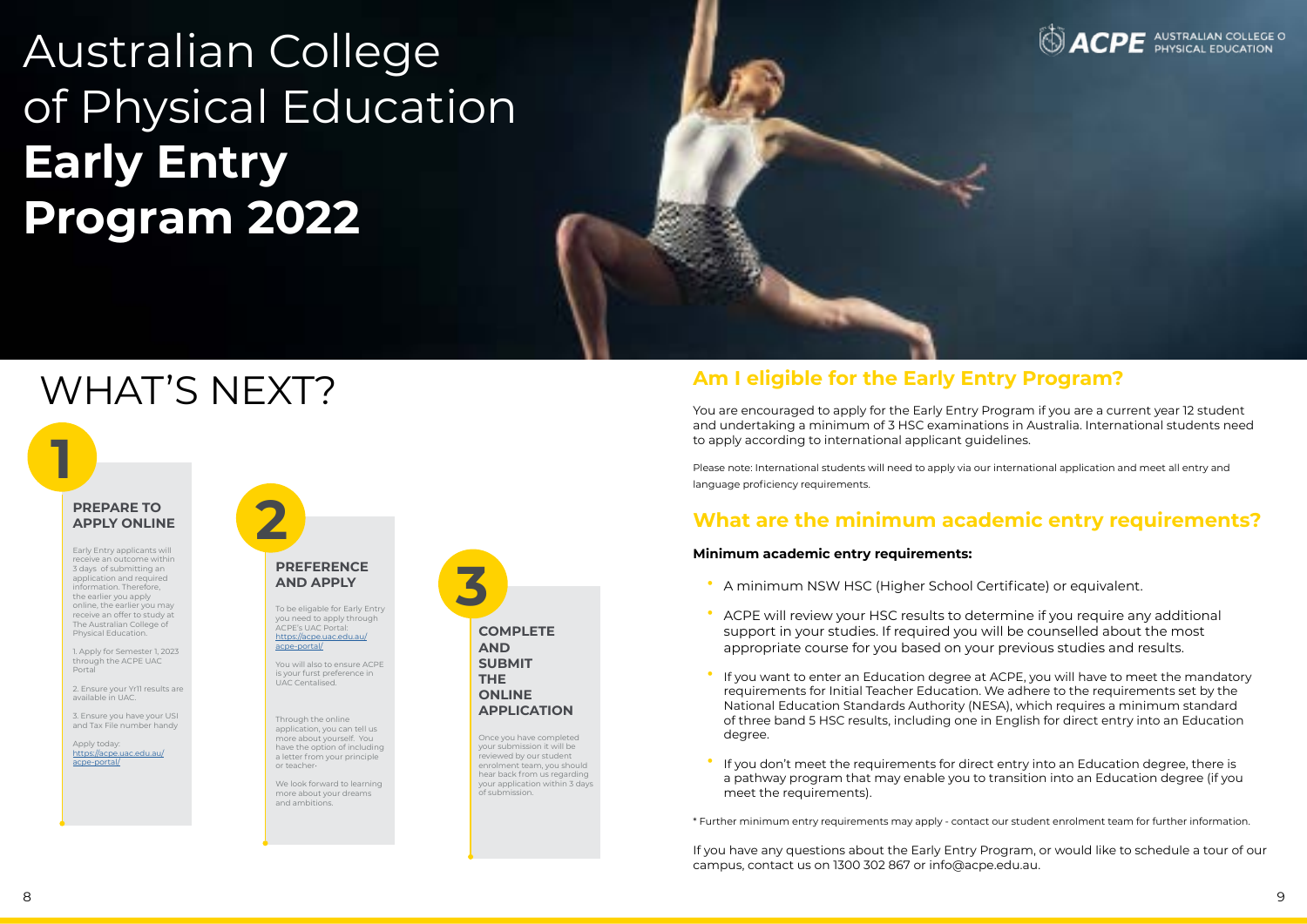# Australian College of Physical Education **Early Entry Program 2022**

# WHAT'S NEXT?

## 1

### PREPARE TO APPLY ONLINE

Early Entry applicants will receive an outcome within 3 days of submitting an application and required information. Therefore, the earlier you apply online, the earlier you may receive an offer to study at The Australian College of Physical Education.

1. Apply for Semester 1, 2023 through the ACPE UAC Portal

2. Ensure your Yr11 results are available in UAC.

3. Ensure you have your USI and Tax File number handy

Apply today: https://acpe.uac.edu.au/acpe-portal/

## 2

### PREFERENCE AND APPLY

To be eligable for Early Entry you need to apply through ACPE's UAC Portal: https://acpe.uac.edu.au/acpe-portal/

You will also to ensure ACPE is your furst preference in UAC Centalised.

Through the online application, you can tell us more about yourself. You have the option of including a letter from your principle or teacher.

We look forward to learning more about your dreams and ambitions.

## 3

### COMPLETE AND SUBMIT THE ONLINE APPLICATION

Once you have completed your submission it will be reviewed by our student enrolment team, you should hear back from us regarding your application within 3 days of submission.

## Am I eligible for the Early Entry Program?

You are encouraged to apply for the Early Entry Program if you are a current year 12 student and undertaking a minimum of 3 HSC examinations in Australia. International students need to apply according to international applicant guidelines.

Please note: International students will need to apply via our international application and meet all entry and language proficiency requirements.

## What are the minimum academic entry requirements?

**Minimum academic entry requirements:**

- A minimum NSW HSC (Higher School Certificate) or equivalent.
- ACPE will review your HSC results to determine if you require any additional support in your studies. If required you will be counselled about the most appropriate course for you based on your previous studies and results.
- If you want to enter an Education degree at ACPE, you will have to meet the mandatory requirements for Initial Teacher Education. We adhere to the requirements set by the National Education Standards Authority (NESA), which requires a minimum standard of three band 5 HSC results, including one in English for direct entry into an Education degree.
- If you don't meet the requirements for direct entry into an Education degree, there is a pathway program that may enable you to transition into an Education degree (if you meet the requirements).

* Further minimum entry requirements may apply - contact our student enrolment team for further information.

If you have any questions about the Early Entry Program, or would like to schedule a tour of our campus, contact us on 1300 302 867 or info@acpe.edu.au.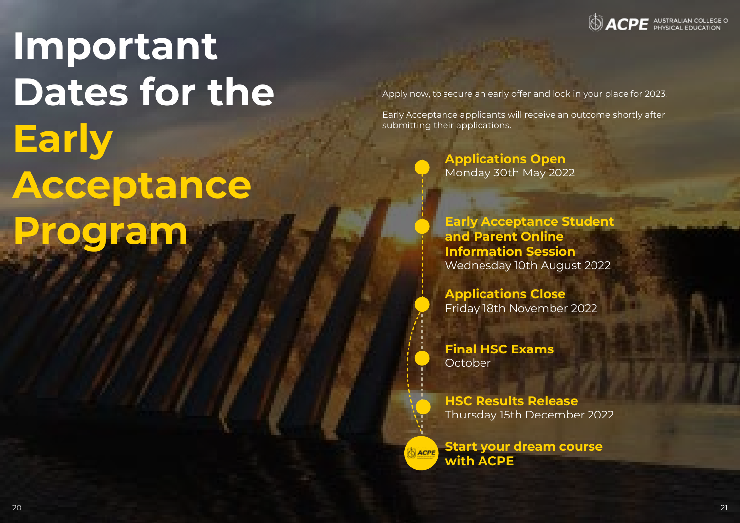# Important Dates for the Early Acceptance Program

Apply now, to secure an early offer and lock in your place for 2023.

Early Acceptance applicants will receive an outcome shortly after submitting their applications.

**Applications Open**
Monday 30th May 2022

**Early Acceptance Student and Parent Online Information Session**
Wednesday 10th August 2022

**Applications Close**
Friday 18th November 2022

**Final HSC Exams**
October

**HSC Results Release**
Thursday 15th December 2022

**Start your dream course with ACPE**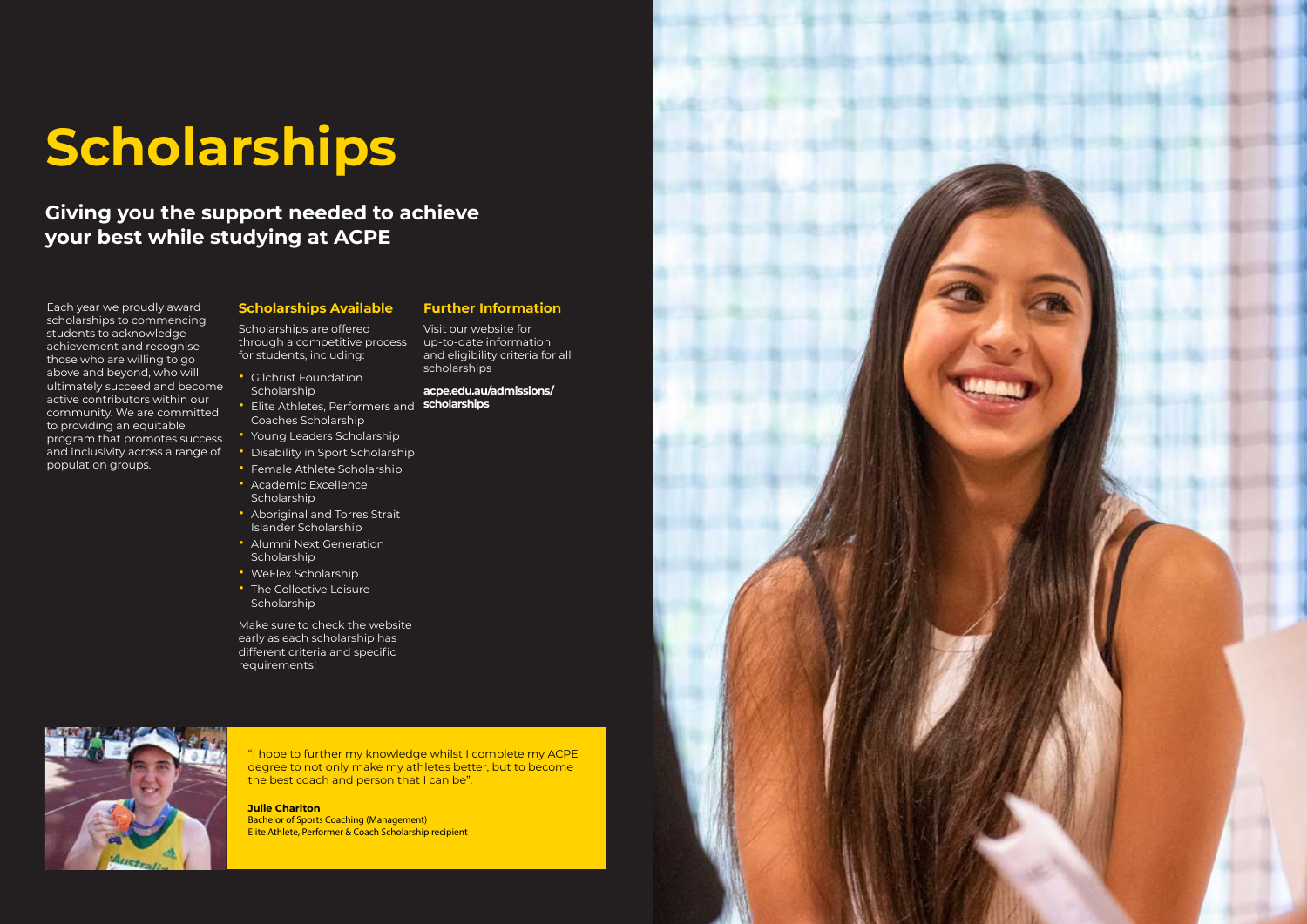# Scholarships

## Giving you the support needed to achieve your best while studying at ACPE

Each year we proudly award scholarships to commencing students to acknowledge achievement and recognise those who are willing to go above and beyond, who will ultimately succeed and become active contributors within our community. We are committed to providing an equitable program that promotes success and inclusivity across a range of population groups.

### Scholarships Available

Scholarships are offered through a competitive process for students, including:

- Gilchrist Foundation Scholarship
- Elite Athletes, Performers and Coaches Scholarship
- Young Leaders Scholarship
- Disability in Sport Scholarship
- Female Athlete Scholarship
- Academic Excellence Scholarship
- Aboriginal and Torres Strait Islander Scholarship
- Alumni Next Generation Scholarship
- WeFlex Scholarship
- The Collective Leisure Scholarship

Make sure to check the website early as each scholarship has different criteria and specific requirements!

### Further Information

Visit our website for up-to-date information and eligibility criteria for all scholarships

**acpe.edu.au/admissions/scholarships**

"I hope to further my knowledge whilst I complete my ACPE degree to not only make my athletes better, but to become the best coach and person that I can be".

**Julie Charlton**
Bachelor of Sports Coaching (Management)
Elite Athlete, Performer & Coach Scholarship recipient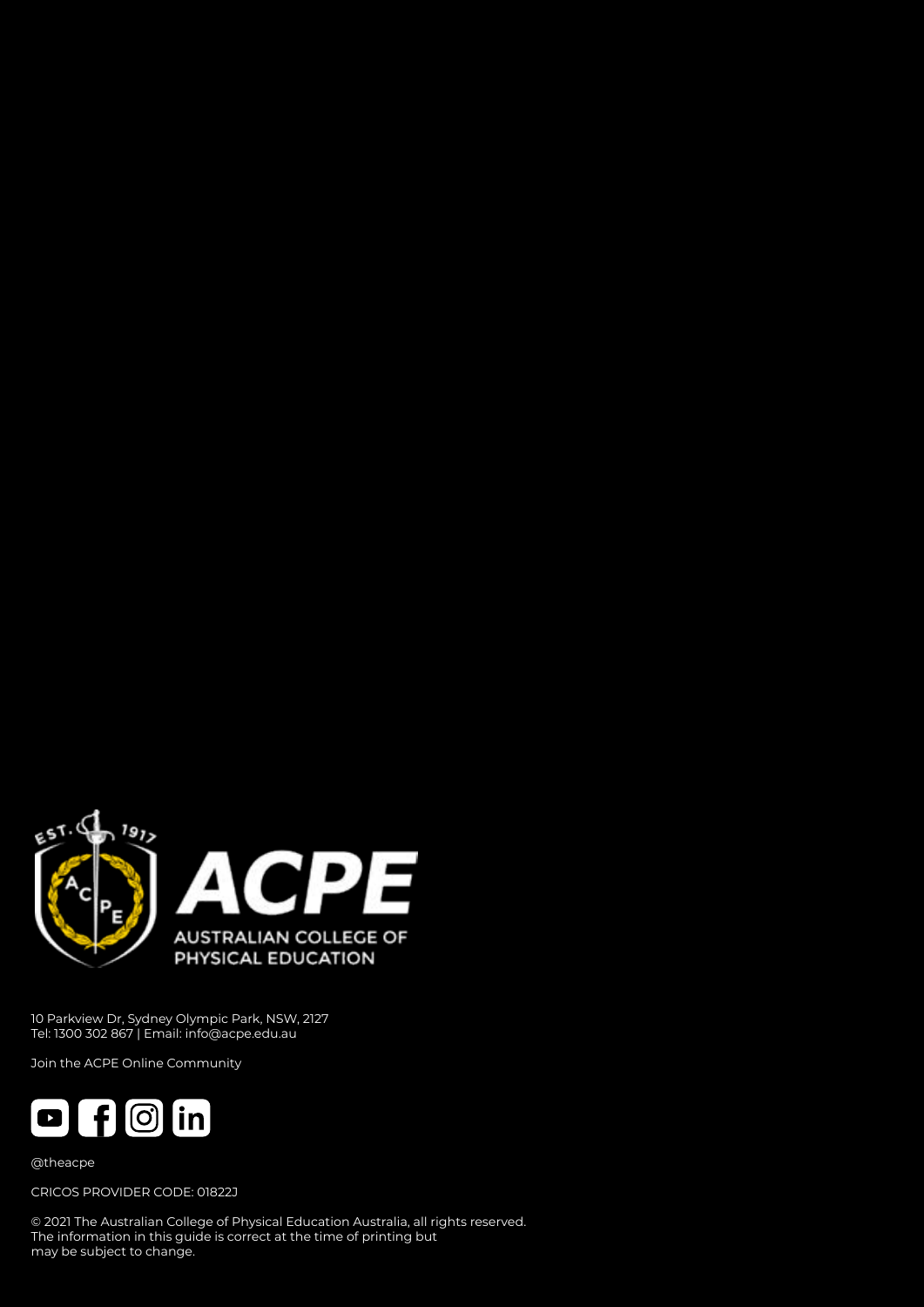ACPE

AUSTRALIAN COLLEGE OF PHYSICAL EDUCATION

10 Parkview Dr, Sydney Olympic Park, NSW, 2127
Tel: 1300 302 867 | Email: info@acpe.edu.au

Join the ACPE Online Community

@theacpe

CRICOS PROVIDER CODE: 01822J

© 2021 The Australian College of Physical Education Australia, all rights reserved.
The information in this guide is correct at the time of printing but
may be subject to change.